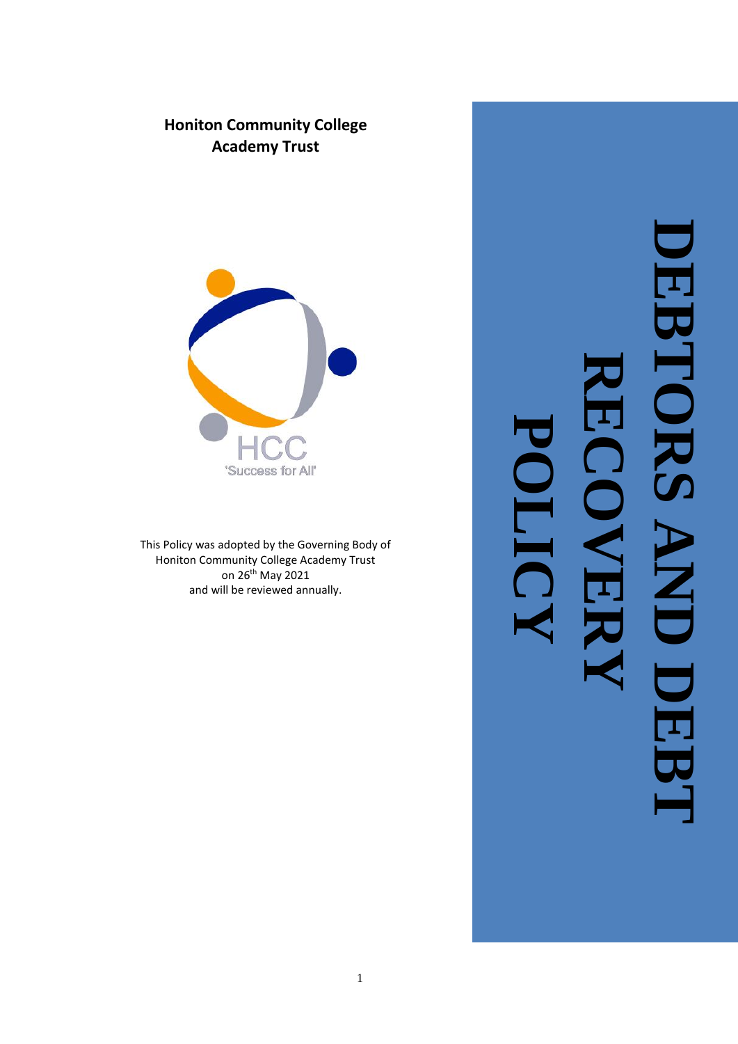**Honiton Community College Academy Trust**

HCC
'Success for All'

This Policy was adopted by the Governing Body of Honiton Community College Academy Trust on 26th May 2021 and will be reviewed annually.

# DEBTORS AND DEBT RECOVERY POLICY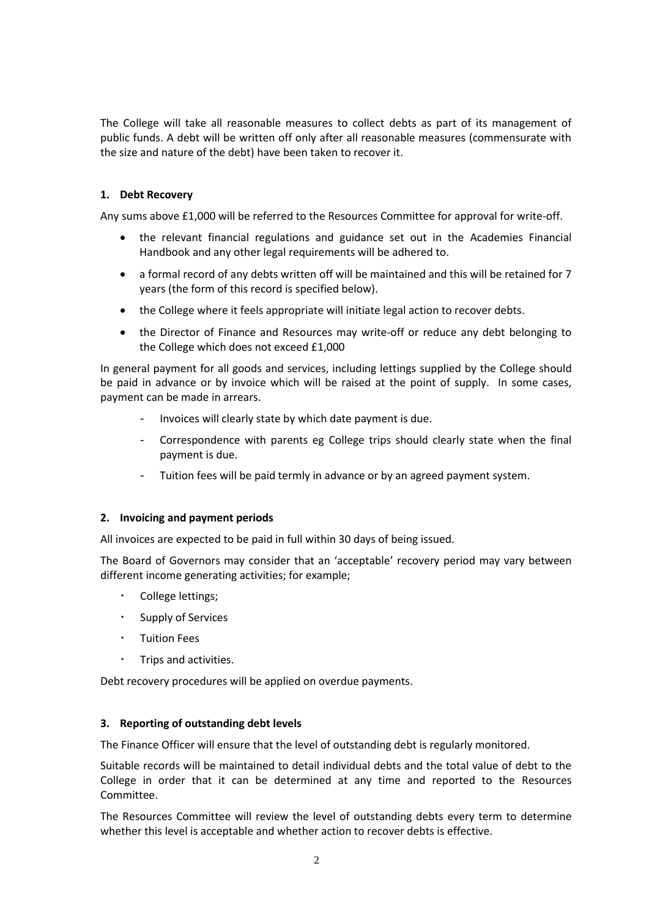The College will take all reasonable measures to collect debts as part of its management of public funds. A debt will be written off only after all reasonable measures (commensurate with the size and nature of the debt) have been taken to recover it.

**1. Debt Recovery**

Any sums above £1,000 will be referred to the Resources Committee for approval for write-off.

- the relevant financial regulations and guidance set out in the Academies Financial Handbook and any other legal requirements will be adhered to.
- a formal record of any debts written off will be maintained and this will be retained for 7 years (the form of this record is specified below).
- the College where it feels appropriate will initiate legal action to recover debts.
- the Director of Finance and Resources may write-off or reduce any debt belonging to the College which does not exceed £1,000

In general payment for all goods and services, including lettings supplied by the College should be paid in advance or by invoice which will be raised at the point of supply. In some cases, payment can be made in arrears.

- Invoices will clearly state by which date payment is due.
- Correspondence with parents eg College trips should clearly state when the final payment is due.
- Tuition fees will be paid termly in advance or by an agreed payment system.

**2. Invoicing and payment periods**

All invoices are expected to be paid in full within 30 days of being issued.

The Board of Governors may consider that an 'acceptable' recovery period may vary between different income generating activities; for example;

- College lettings;
- Supply of Services
- Tuition Fees
- Trips and activities.

Debt recovery procedures will be applied on overdue payments.

**3. Reporting of outstanding debt levels**

The Finance Officer will ensure that the level of outstanding debt is regularly monitored.

Suitable records will be maintained to detail individual debts and the total value of debt to the College in order that it can be determined at any time and reported to the Resources Committee.

The Resources Committee will review the level of outstanding debts every term to determine whether this level is acceptable and whether action to recover debts is effective.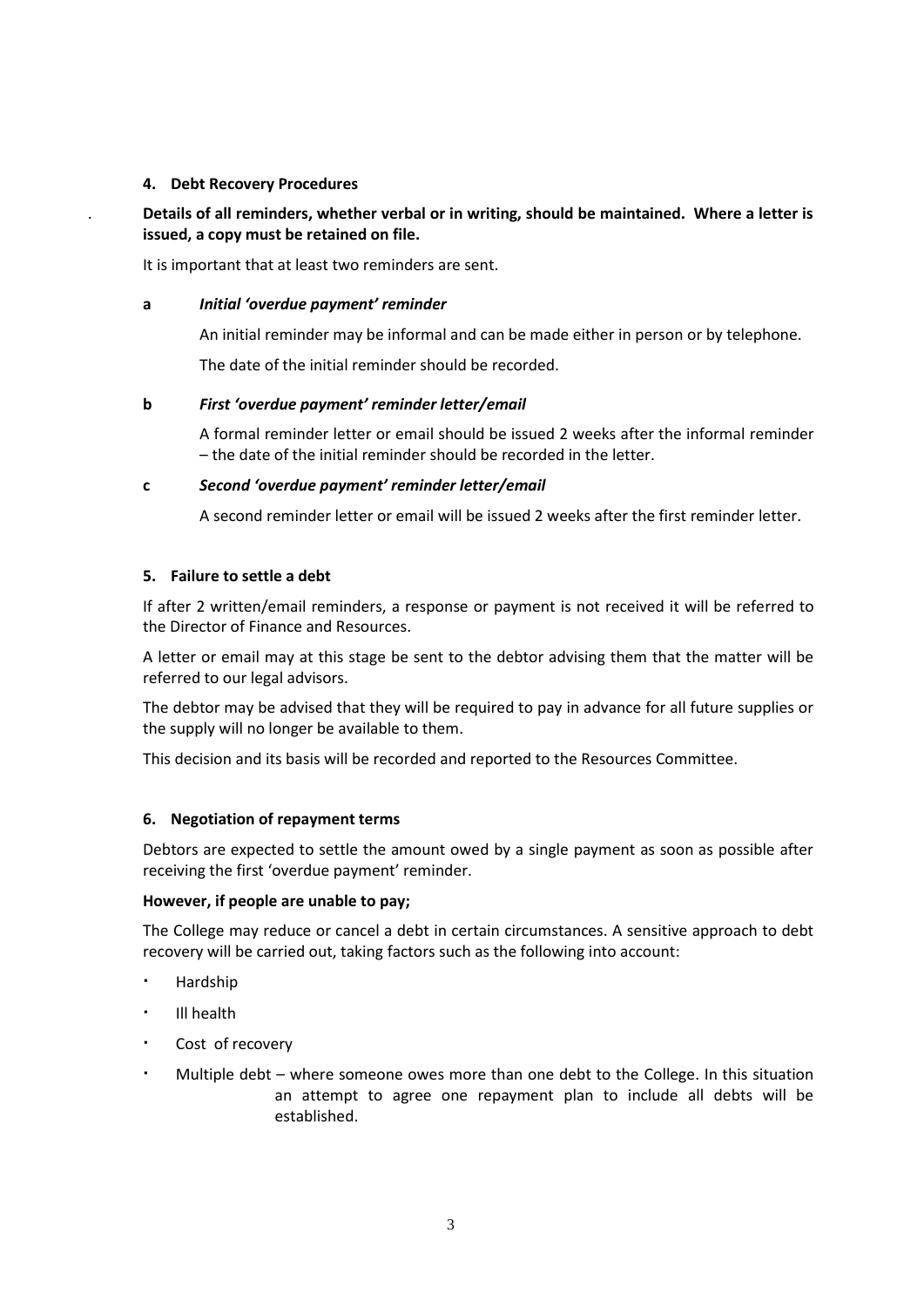## 4. Debt Recovery Procedures

**Details of all reminders, whether verbal or in writing, should be maintained. Where a letter is issued, a copy must be retained on file.**

It is important that at least two reminders are sent.

**a** ***Initial 'overdue payment' reminder***

An initial reminder may be informal and can be made either in person or by telephone.

The date of the initial reminder should be recorded.

**b** ***First 'overdue payment' reminder letter/email***

A formal reminder letter or email should be issued 2 weeks after the informal reminder – the date of the initial reminder should be recorded in the letter.

**c** ***Second 'overdue payment' reminder letter/email***

A second reminder letter or email will be issued 2 weeks after the first reminder letter.

## 5. Failure to settle a debt

If after 2 written/email reminders, a response or payment is not received it will be referred to the Director of Finance and Resources.

A letter or email may at this stage be sent to the debtor advising them that the matter will be referred to our legal advisors.

The debtor may be advised that they will be required to pay in advance for all future supplies or the supply will no longer be available to them.

This decision and its basis will be recorded and reported to the Resources Committee.

## 6. Negotiation of repayment terms

Debtors are expected to settle the amount owed by a single payment as soon as possible after receiving the first 'overdue payment' reminder.

**However, if people are unable to pay;**

The College may reduce or cancel a debt in certain circumstances. A sensitive approach to debt recovery will be carried out, taking factors such as the following into account:

- Hardship
- Ill health
- Cost of recovery
- Multiple debt – where someone owes more than one debt to the College. In this situation an attempt to agree one repayment plan to include all debts will be established.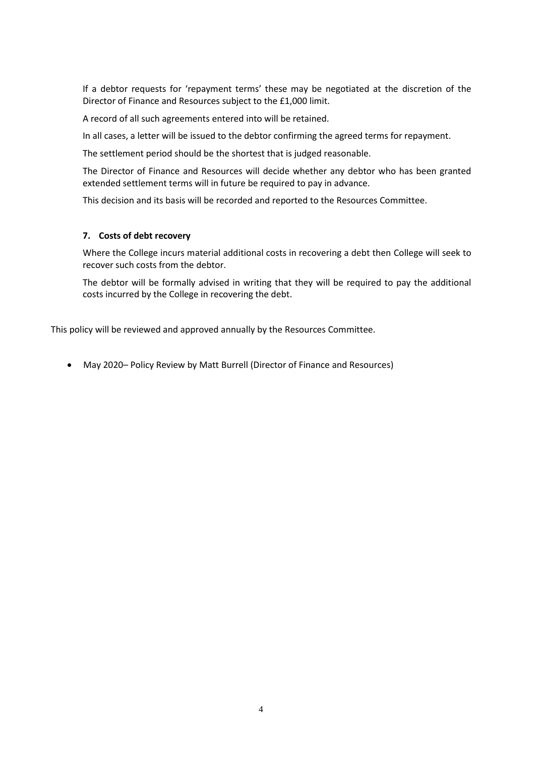If a debtor requests for 'repayment terms' these may be negotiated at the discretion of the Director of Finance and Resources subject to the £1,000 limit.

A record of all such agreements entered into will be retained.

In all cases, a letter will be issued to the debtor confirming the agreed terms for repayment.

The settlement period should be the shortest that is judged reasonable.

The Director of Finance and Resources will decide whether any debtor who has been granted extended settlement terms will in future be required to pay in advance.

This decision and its basis will be recorded and reported to the Resources Committee.

## 7. Costs of debt recovery

Where the College incurs material additional costs in recovering a debt then College will seek to recover such costs from the debtor.

The debtor will be formally advised in writing that they will be required to pay the additional costs incurred by the College in recovering the debt.

This policy will be reviewed and approved annually by the Resources Committee.

- May 2020– Policy Review by Matt Burrell (Director of Finance and Resources)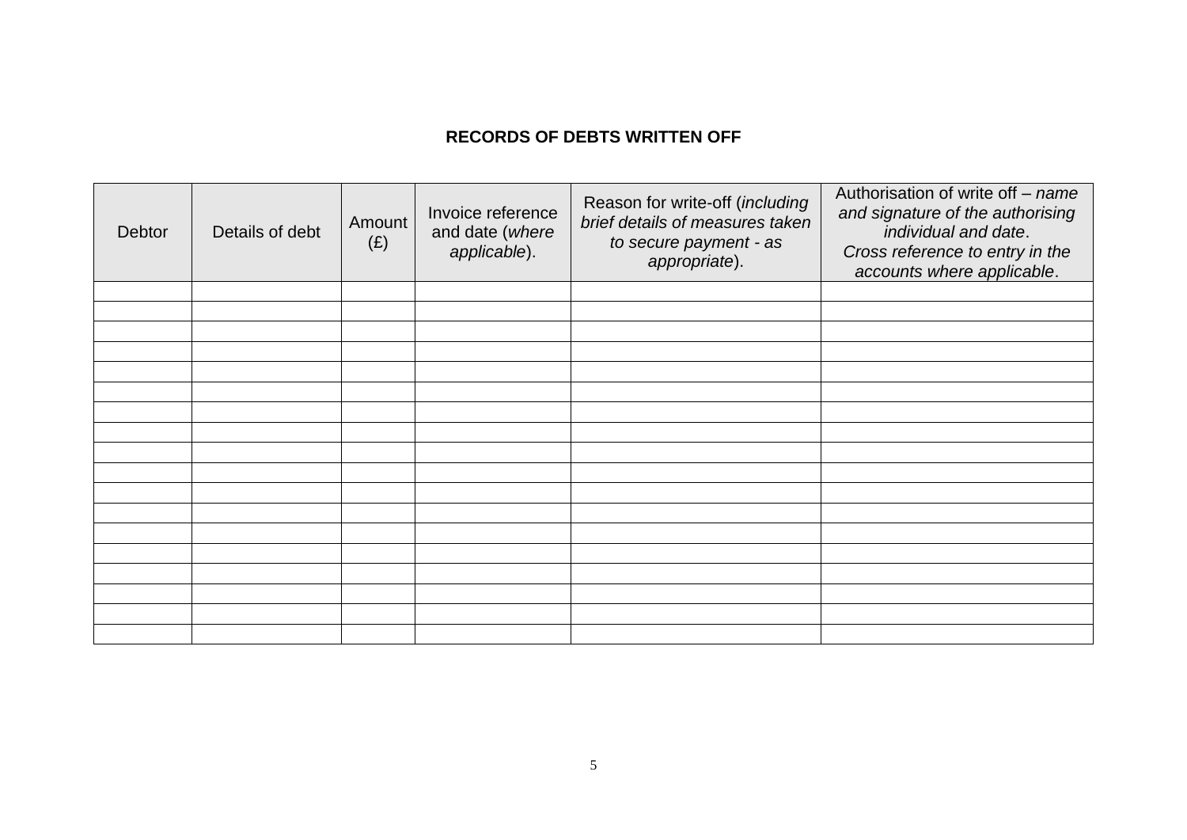**RECORDS OF DEBTS WRITTEN OFF**

| Debtor | Details of debt | Amount (£) | Invoice reference and date (*where applicable*). | Reason for write-off (*including brief details of measures taken to secure payment - as appropriate*). | Authorisation of write off – *name and signature of the authorising individual and date*. *Cross reference to entry in the accounts where applicable*. |
|---|---|---|---|---|---|
| | | | | | |
| | | | | | |
| | | | | | |
| | | | | | |
| | | | | | |
| | | | | | |
| | | | | | |
| | | | | | |
| | | | | | |
| | | | | | |
| | | | | | |
| | | | | | |
| | | | | | |
| | | | | | |
| | | | | | |
| | | | | | |
| | | | | | |
| | | | | | |